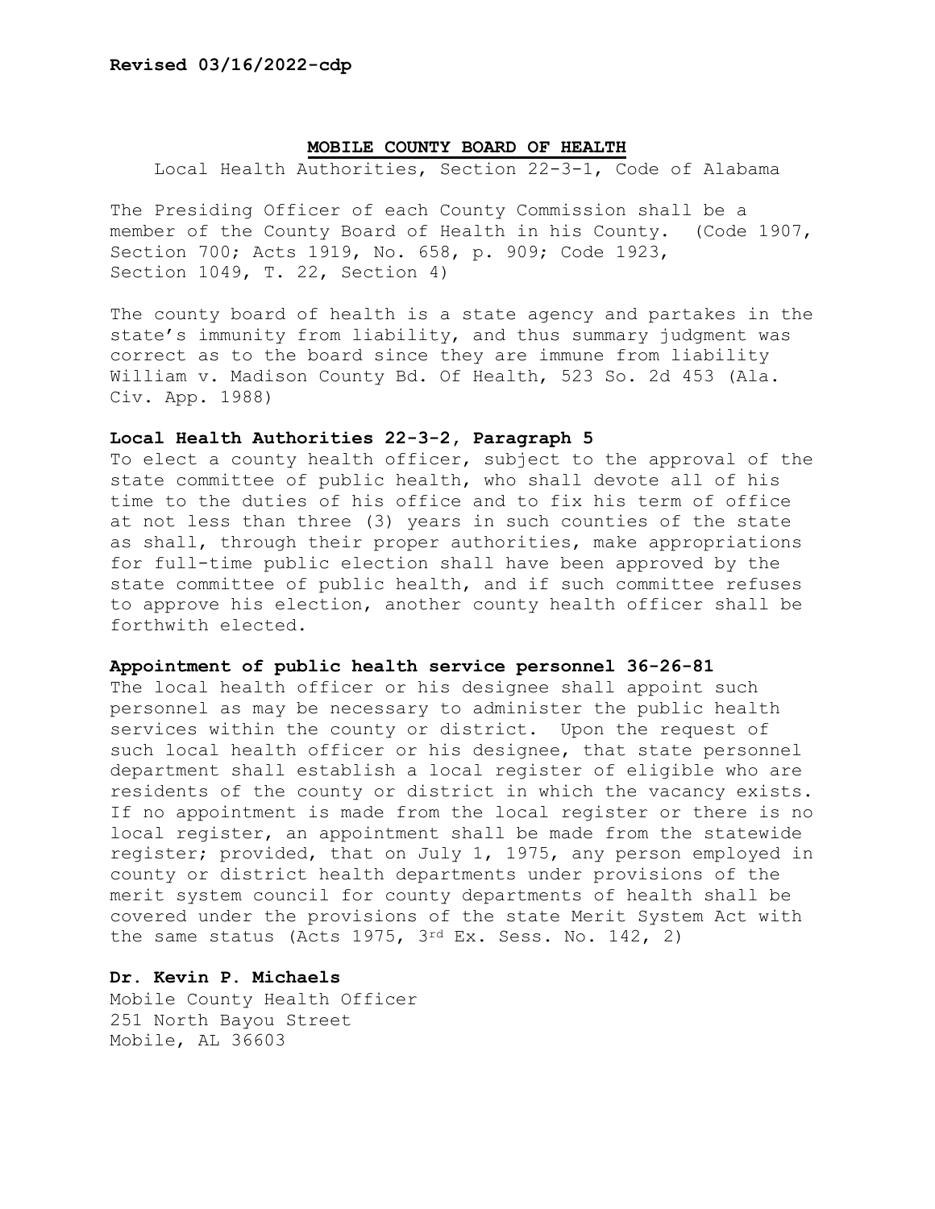**Revised 03/16/2022-cdp**

## MOBILE COUNTY BOARD OF HEALTH

Local Health Authorities, Section 22-3-1, Code of Alabama

The Presiding Officer of each County Commission shall be a member of the County Board of Health in his County. (Code 1907, Section 700; Acts 1919, No. 658, p. 909; Code 1923, Section 1049, T. 22, Section 4)

The county board of health is a state agency and partakes in the state's immunity from liability, and thus summary judgment was correct as to the board since they are immune from liability William v. Madison County Bd. Of Health, 523 So. 2d 453 (Ala. Civ. App. 1988)

**Local Health Authorities 22-3-2, Paragraph 5**

To elect a county health officer, subject to the approval of the state committee of public health, who shall devote all of his time to the duties of his office and to fix his term of office at not less than three (3) years in such counties of the state as shall, through their proper authorities, make appropriations for full-time public election shall have been approved by the state committee of public health, and if such committee refuses to approve his election, another county health officer shall be forthwith elected.

**Appointment of public health service personnel 36-26-81**

The local health officer or his designee shall appoint such personnel as may be necessary to administer the public health services within the county or district. Upon the request of such local health officer or his designee, that state personnel department shall establish a local register of eligible who are residents of the county or district in which the vacancy exists. If no appointment is made from the local register or there is no local register, an appointment shall be made from the statewide register; provided, that on July 1, 1975, any person employed in county or district health departments under provisions of the merit system council for county departments of health shall be covered under the provisions of the state Merit System Act with the same status (Acts 1975, 3rd Ex. Sess. No. 142, 2)

**Dr. Kevin P. Michaels**
Mobile County Health Officer
251 North Bayou Street
Mobile, AL 36603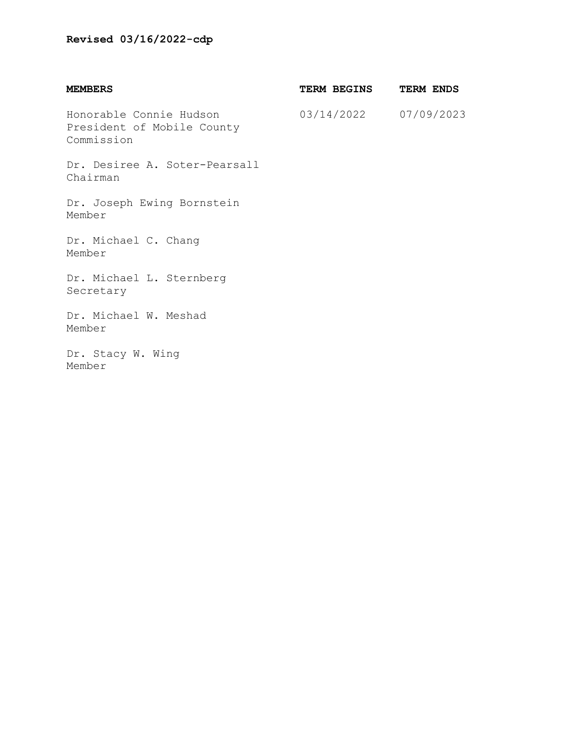**Revised 03/16/2022-cdp**

| MEMBERS | TERM BEGINS | TERM ENDS |
| --- | --- | --- |
| Honorable Connie Hudson<br>President of Mobile County Commission | 03/14/2022 | 07/09/2023 |
| Dr. Desiree A. Soter-Pearsall<br>Chairman | | |
| Dr. Joseph Ewing Bornstein<br>Member | | |
| Dr. Michael C. Chang<br>Member | | |
| Dr. Michael L. Sternberg<br>Secretary | | |
| Dr. Michael W. Meshad<br>Member | | |
| Dr. Stacy W. Wing<br>Member | | |